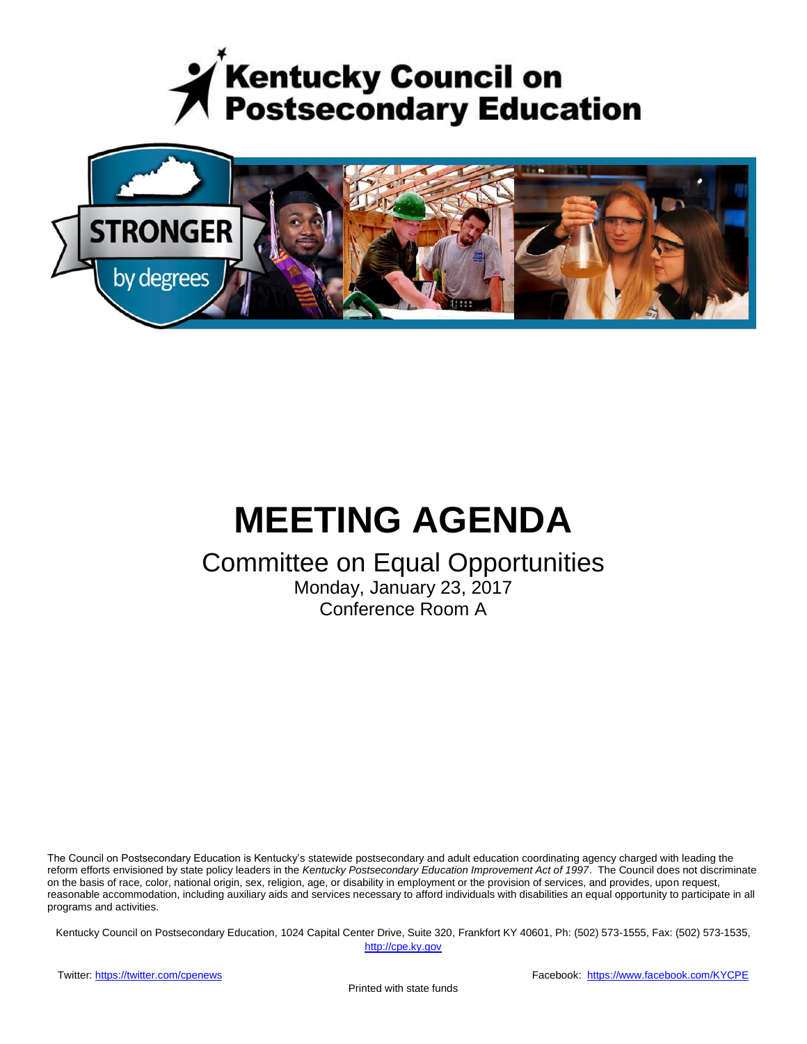# Kentucky Council on Postsecondary Education

STRONGER by degrees

# MEETING AGENDA

## Committee on Equal Opportunities

Monday, January 23, 2017

Conference Room A

The Council on Postsecondary Education is Kentucky's statewide postsecondary and adult education coordinating agency charged with leading the reform efforts envisioned by state policy leaders in the *Kentucky Postsecondary Education Improvement Act of 1997*. The Council does not discriminate on the basis of race, color, national origin, sex, religion, age, or disability in employment or the provision of services, and provides, upon request, reasonable accommodation, including auxiliary aids and services necessary to afford individuals with disabilities an equal opportunity to participate in all programs and activities.

Kentucky Council on Postsecondary Education, 1024 Capital Center Drive, Suite 320, Frankfort KY 40601, Ph: (502) 573-1555, Fax: (502) 573-1535, http://cpe.ky.gov

Twitter: https://twitter.com/cpenews

Facebook: https://www.facebook.com/KYCPE

Printed with state funds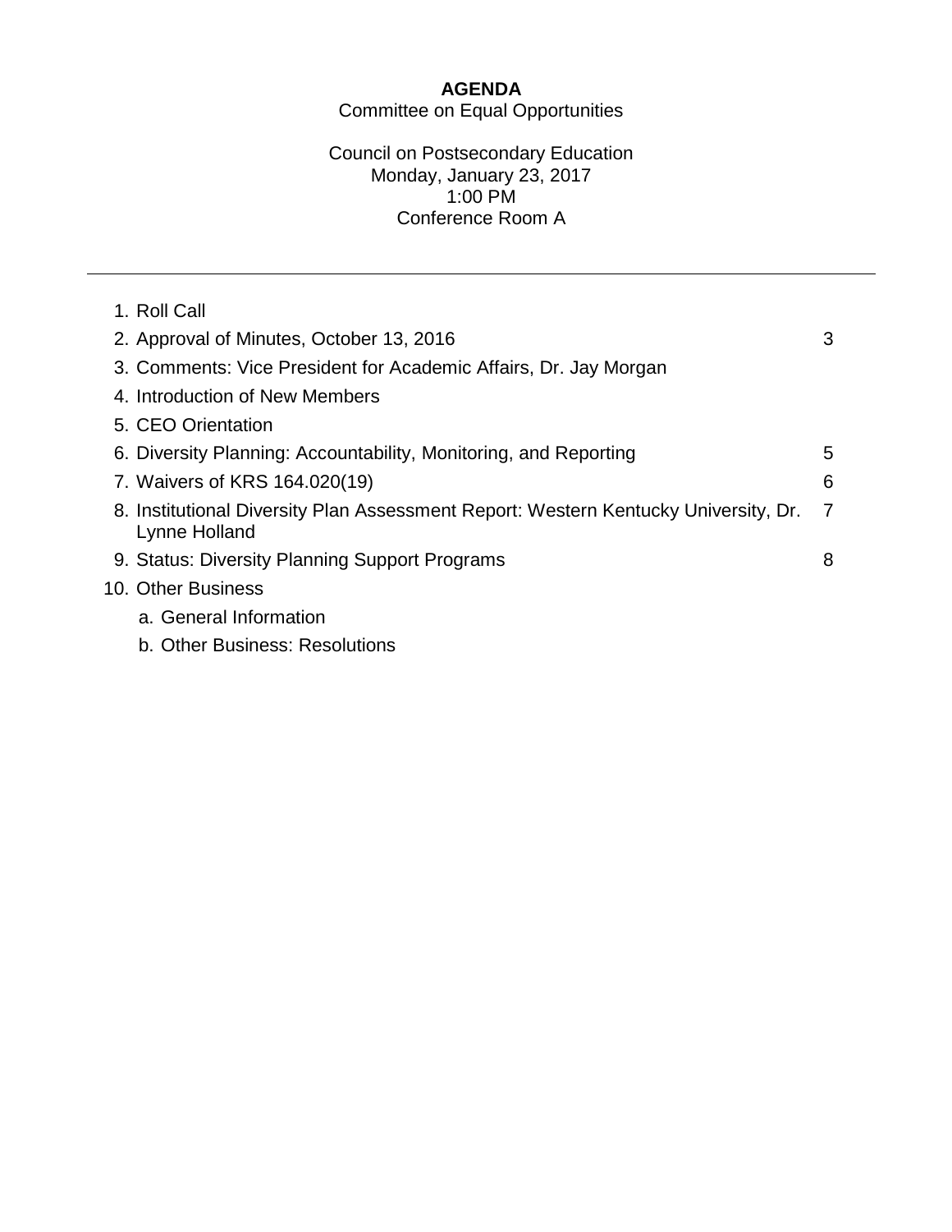# AGENDA

Committee on Equal Opportunities

Council on Postsecondary Education
Monday, January 23, 2017
1:00 PM
Conference Room A

---

| | |
|---|---|
| 1. Roll Call | |
| 2. Approval of Minutes, October 13, 2016 | 3 |
| 3. Comments: Vice President for Academic Affairs, Dr. Jay Morgan | |
| 4. Introduction of New Members | |
| 5. CEO Orientation | |
| 6. Diversity Planning: Accountability, Monitoring, and Reporting | 5 |
| 7. Waivers of KRS 164.020(19) | 6 |
| 8. Institutional Diversity Plan Assessment Report: Western Kentucky University, Dr. Lynne Holland | 7 |
| 9. Status: Diversity Planning Support Programs | 8 |
| 10. Other Business | |
| a. General Information | |
| b. Other Business: Resolutions | |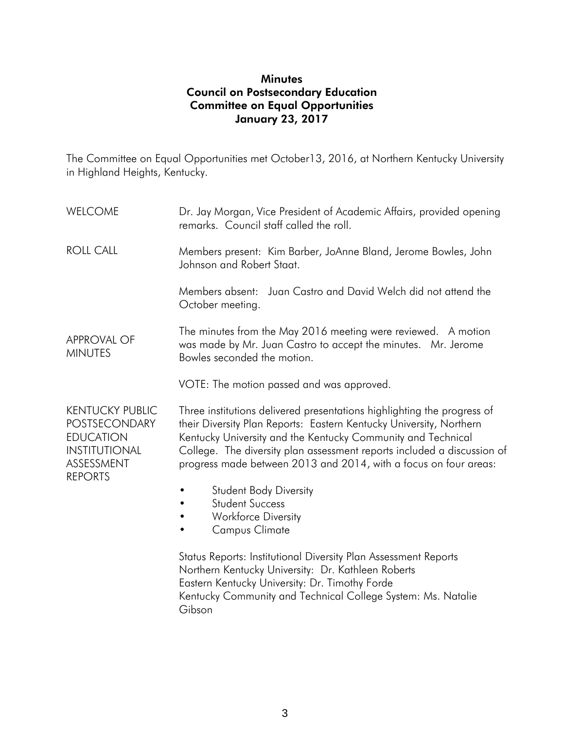# Minutes
## Council on Postsecondary Education
## Committee on Equal Opportunities
## January 23, 2017

The Committee on Equal Opportunities met October13, 2016, at Northern Kentucky University in Highland Heights, Kentucky.

**WELCOME**

Dr. Jay Morgan, Vice President of Academic Affairs, provided opening remarks. Council staff called the roll.

**ROLL CALL**

Members present: Kim Barber, JoAnne Bland, Jerome Bowles, John Johnson and Robert Staat.

Members absent: Juan Castro and David Welch did not attend the October meeting.

**APPROVAL OF MINUTES**

The minutes from the May 2016 meeting were reviewed. A motion was made by Mr. Juan Castro to accept the minutes. Mr. Jerome Bowles seconded the motion.

VOTE: The motion passed and was approved.

**KENTUCKY PUBLIC POSTSECONDARY EDUCATION INSTITUTIONAL ASSESSMENT REPORTS**

Three institutions delivered presentations highlighting the progress of their Diversity Plan Reports: Eastern Kentucky University, Northern Kentucky University and the Kentucky Community and Technical College. The diversity plan assessment reports included a discussion of progress made between 2013 and 2014, with a focus on four areas:

- Student Body Diversity
- Student Success
- Workforce Diversity
- Campus Climate

Status Reports: Institutional Diversity Plan Assessment Reports
Northern Kentucky University: Dr. Kathleen Roberts
Eastern Kentucky University: Dr. Timothy Forde
Kentucky Community and Technical College System: Ms. Natalie Gibson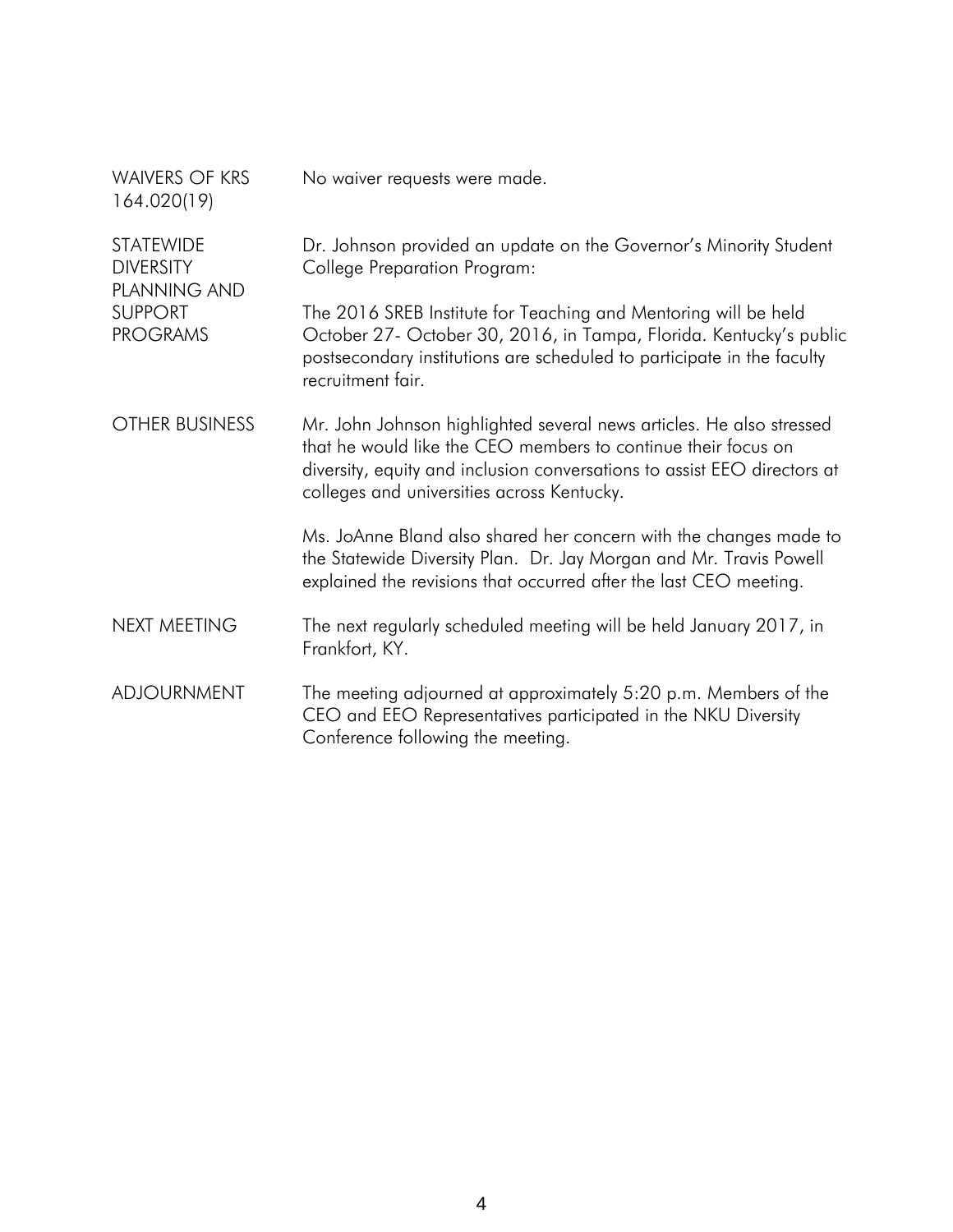**WAIVERS OF KRS 164.020(19)**

No waiver requests were made.

**STATEWIDE DIVERSITY PLANNING AND SUPPORT PROGRAMS**

Dr. Johnson provided an update on the Governor's Minority Student College Preparation Program:

The 2016 SREB Institute for Teaching and Mentoring will be held October 27- October 30, 2016, in Tampa, Florida. Kentucky's public postsecondary institutions are scheduled to participate in the faculty recruitment fair.

**OTHER BUSINESS**

Mr. John Johnson highlighted several news articles. He also stressed that he would like the CEO members to continue their focus on diversity, equity and inclusion conversations to assist EEO directors at colleges and universities across Kentucky.

Ms. JoAnne Bland also shared her concern with the changes made to the Statewide Diversity Plan. Dr. Jay Morgan and Mr. Travis Powell explained the revisions that occurred after the last CEO meeting.

**NEXT MEETING**

The next regularly scheduled meeting will be held January 2017, in Frankfort, KY.

**ADJOURNMENT**

The meeting adjourned at approximately 5:20 p.m. Members of the CEO and EEO Representatives participated in the NKU Diversity Conference following the meeting.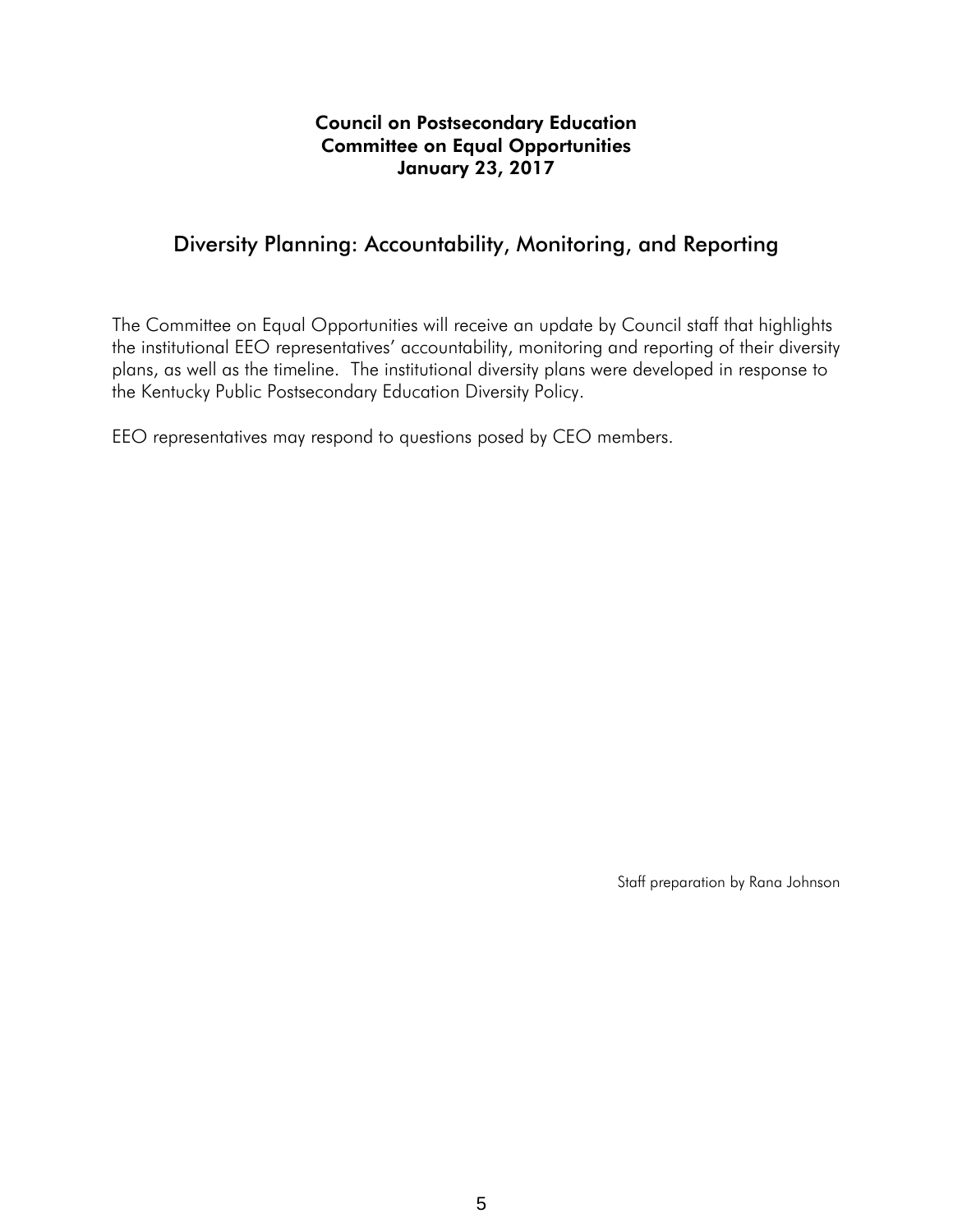**Council on Postsecondary Education**
**Committee on Equal Opportunities**
**January 23, 2017**

# Diversity Planning: Accountability, Monitoring, and Reporting

The Committee on Equal Opportunities will receive an update by Council staff that highlights the institutional EEO representatives' accountability, monitoring and reporting of their diversity plans, as well as the timeline. The institutional diversity plans were developed in response to the Kentucky Public Postsecondary Education Diversity Policy.

EEO representatives may respond to questions posed by CEO members.

Staff preparation by Rana Johnson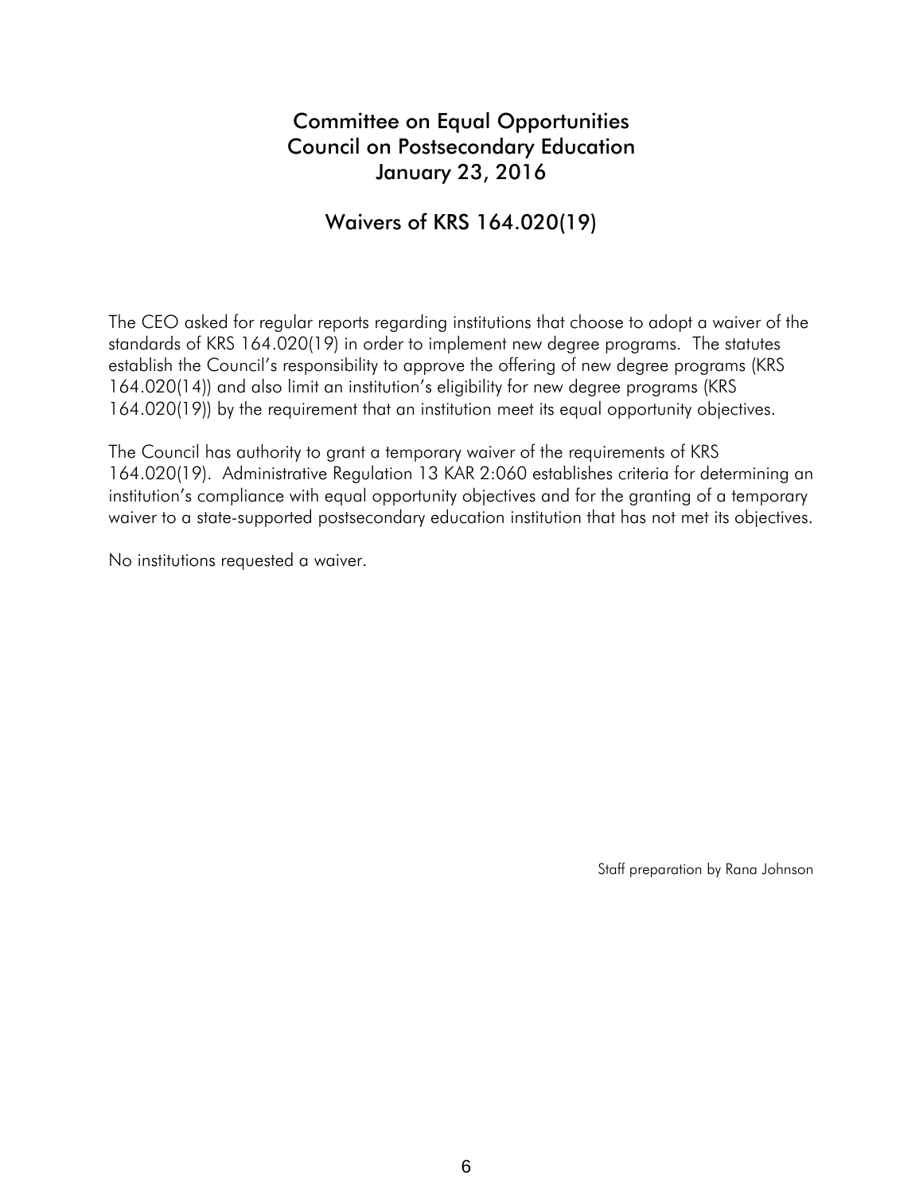# Committee on Equal Opportunities
# Council on Postsecondary Education
# January 23, 2016

## Waivers of KRS 164.020(19)

The CEO asked for regular reports regarding institutions that choose to adopt a waiver of the standards of KRS 164.020(19) in order to implement new degree programs. The statutes establish the Council's responsibility to approve the offering of new degree programs (KRS 164.020(14)) and also limit an institution's eligibility for new degree programs (KRS 164.020(19)) by the requirement that an institution meet its equal opportunity objectives.

The Council has authority to grant a temporary waiver of the requirements of KRS 164.020(19). Administrative Regulation 13 KAR 2:060 establishes criteria for determining an institution's compliance with equal opportunity objectives and for the granting of a temporary waiver to a state-supported postsecondary education institution that has not met its objectives.

No institutions requested a waiver.

Staff preparation by Rana Johnson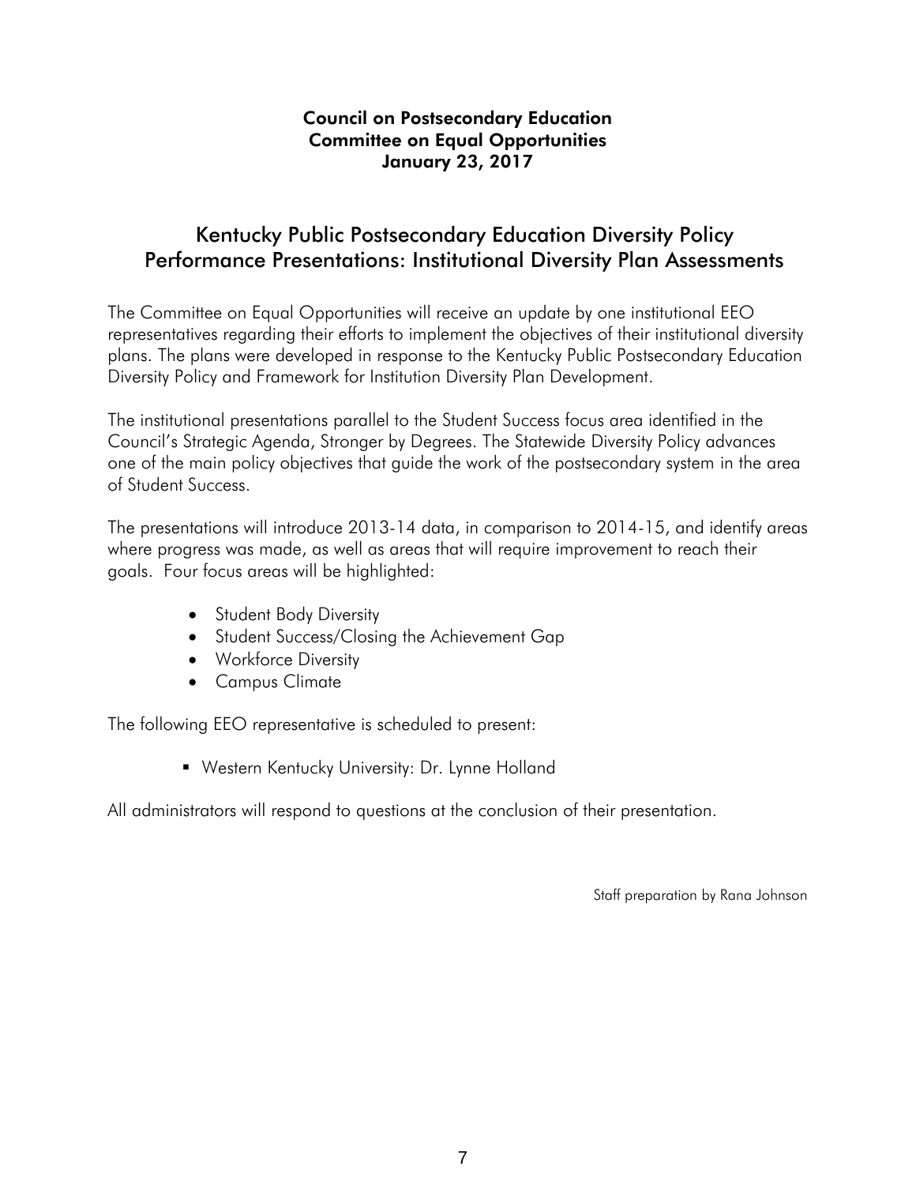**Council on Postsecondary Education**
**Committee on Equal Opportunities**
**January 23, 2017**

# Kentucky Public Postsecondary Education Diversity Policy Performance Presentations: Institutional Diversity Plan Assessments

The Committee on Equal Opportunities will receive an update by one institutional EEO representatives regarding their efforts to implement the objectives of their institutional diversity plans. The plans were developed in response to the Kentucky Public Postsecondary Education Diversity Policy and Framework for Institution Diversity Plan Development.

The institutional presentations parallel to the Student Success focus area identified in the Council's Strategic Agenda, Stronger by Degrees. The Statewide Diversity Policy advances one of the main policy objectives that guide the work of the postsecondary system in the area of Student Success.

The presentations will introduce 2013-14 data, in comparison to 2014-15, and identify areas where progress was made, as well as areas that will require improvement to reach their goals. Four focus areas will be highlighted:

- Student Body Diversity
- Student Success/Closing the Achievement Gap
- Workforce Diversity
- Campus Climate

The following EEO representative is scheduled to present:

- Western Kentucky University: Dr. Lynne Holland

All administrators will respond to questions at the conclusion of their presentation.

Staff preparation by Rana Johnson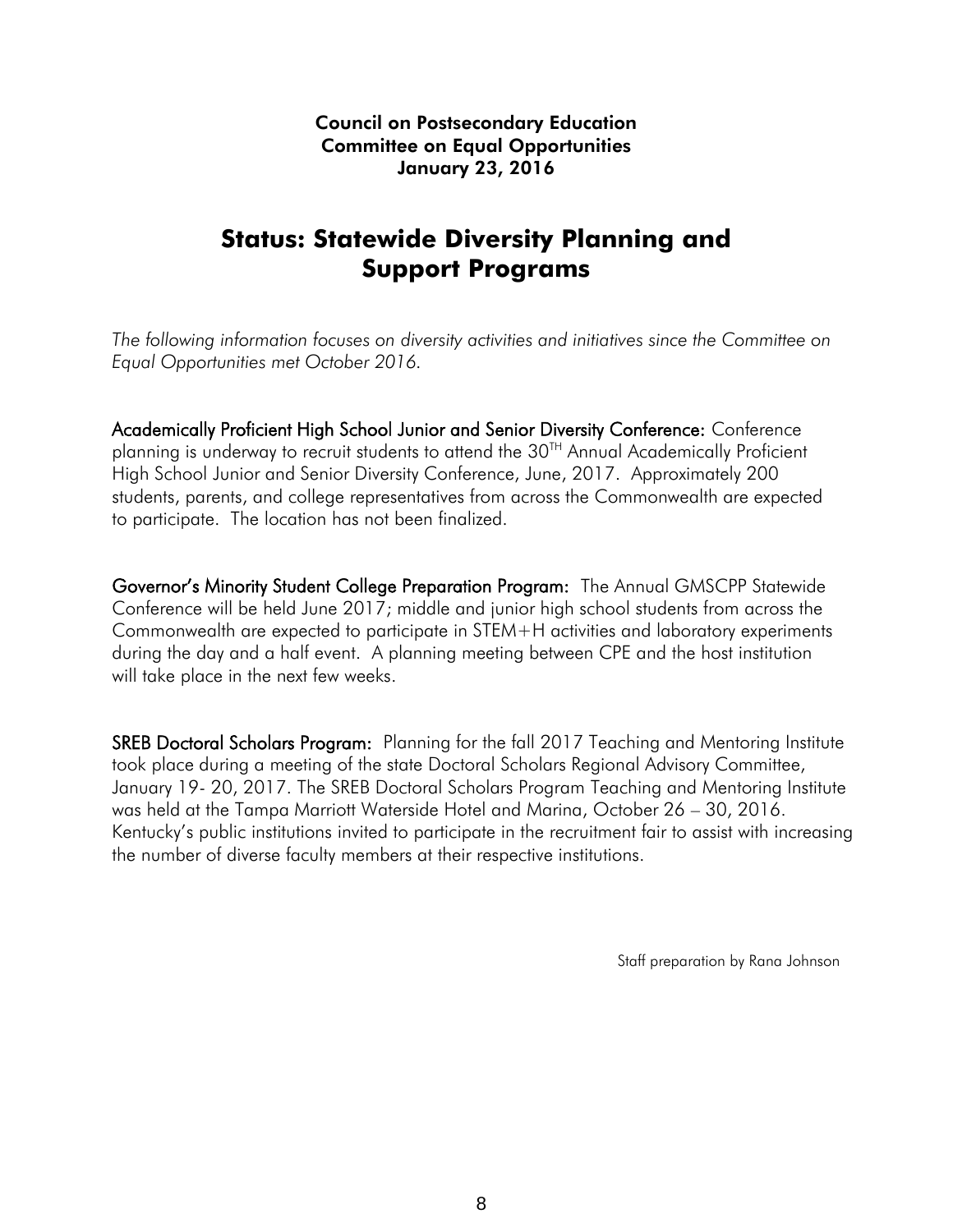**Council on Postsecondary Education**
**Committee on Equal Opportunities**
**January 23, 2016**

# Status: Statewide Diversity Planning and Support Programs

*The following information focuses on diversity activities and initiatives since the Committee on Equal Opportunities met October 2016.*

**Academically Proficient High School Junior and Senior Diversity Conference:** Conference planning is underway to recruit students to attend the 30TH Annual Academically Proficient High School Junior and Senior Diversity Conference, June, 2017. Approximately 200 students, parents, and college representatives from across the Commonwealth are expected to participate. The location has not been finalized.

**Governor's Minority Student College Preparation Program:** The Annual GMSCPP Statewide Conference will be held June 2017; middle and junior high school students from across the Commonwealth are expected to participate in STEM+H activities and laboratory experiments during the day and a half event. A planning meeting between CPE and the host institution will take place in the next few weeks.

**SREB Doctoral Scholars Program:** Planning for the fall 2017 Teaching and Mentoring Institute took place during a meeting of the state Doctoral Scholars Regional Advisory Committee, January 19- 20, 2017. The SREB Doctoral Scholars Program Teaching and Mentoring Institute was held at the Tampa Marriott Waterside Hotel and Marina, October 26 – 30, 2016. Kentucky's public institutions invited to participate in the recruitment fair to assist with increasing the number of diverse faculty members at their respective institutions.

Staff preparation by Rana Johnson